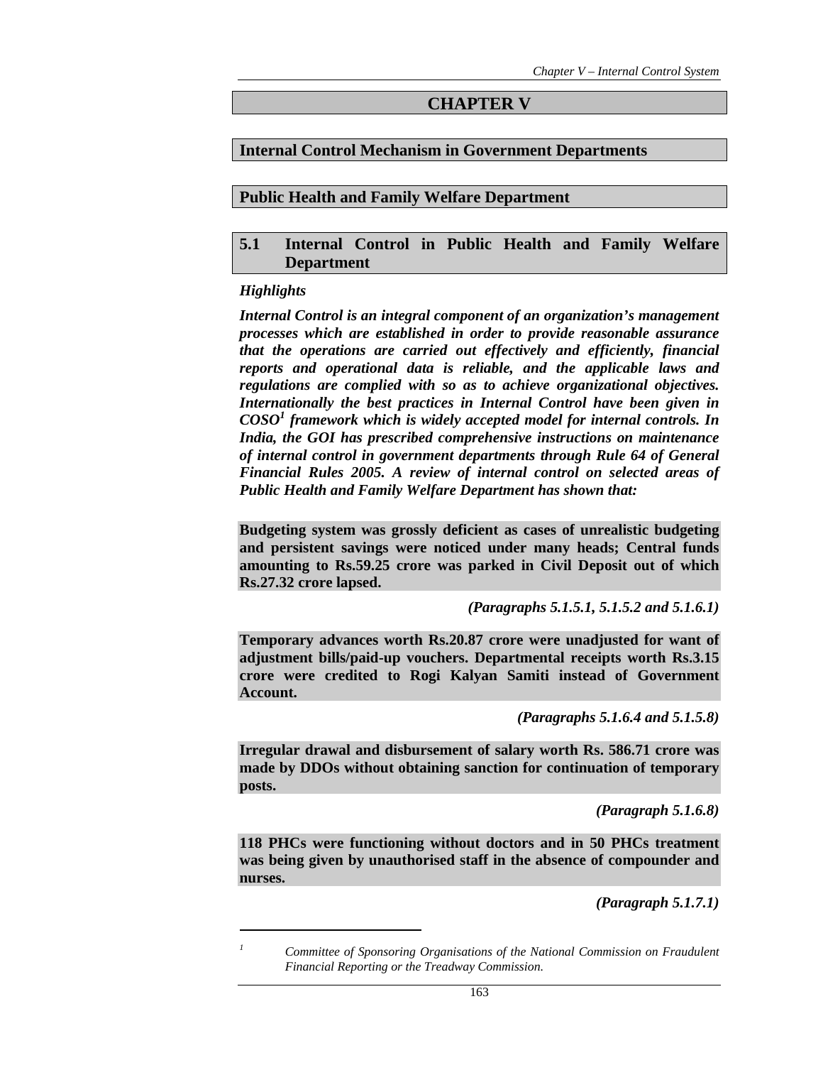# CHAPTER V

## Internal Control Mechanism in Government Departments

## Public Health and Family Welfare Department

### 5.1 Internal Control in Public Health and Family Welfare Department

*Highlights*

***Internal Control is an integral component of an organization's management processes which are established in order to provide reasonable assurance that the operations are carried out effectively and efficiently, financial reports and operational data is reliable, and the applicable laws and regulations are complied with so as to achieve organizational objectives. Internationally the best practices in Internal Control have been given in COSO[1] framework which is widely accepted model for internal controls. In India, the GOI has prescribed comprehensive instructions on maintenance of internal control in government departments through Rule 64 of General Financial Rules 2005. A review of internal control on selected areas of Public Health and Family Welfare Department has shown that:***

**Budgeting system was grossly deficient as cases of unrealistic budgeting and persistent savings were noticed under many heads; Central funds amounting to Rs.59.25 crore was parked in Civil Deposit out of which Rs.27.32 crore lapsed.**

***(Paragraphs 5.1.5.1, 5.1.5.2 and 5.1.6.1)***

**Temporary advances worth Rs.20.87 crore were unadjusted for want of adjustment bills/paid-up vouchers. Departmental receipts worth Rs.3.15 crore were credited to Rogi Kalyan Samiti instead of Government Account.**

***(Paragraphs 5.1.6.4 and 5.1.5.8)***

**Irregular drawal and disbursement of salary worth Rs. 586.71 crore was made by DDOs without obtaining sanction for continuation of temporary posts.**

***(Paragraph 5.1.6.8)***

**118 PHCs were functioning without doctors and in 50 PHCs treatment was being given by unauthorised staff in the absence of compounder and nurses.**

***(Paragraph 5.1.7.1)***

---

[1] *Committee of Sponsoring Organisations of the National Commission on Fraudulent Financial Reporting or the Treadway Commission.*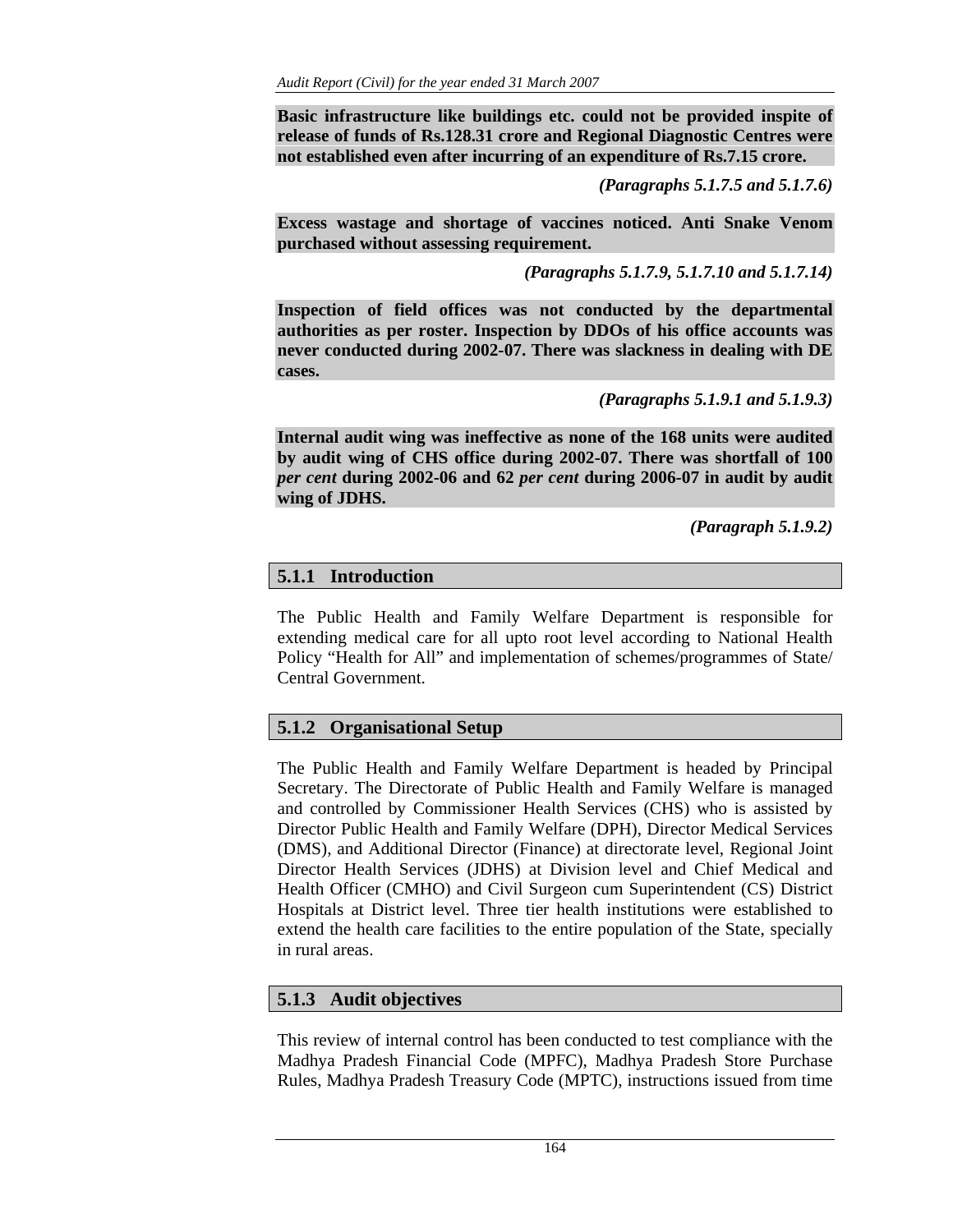**Basic infrastructure like buildings etc. could not be provided inspite of release of funds of Rs.128.31 crore and Regional Diagnostic Centres were not established even after incurring of an expenditure of Rs.7.15 crore.**

*(Paragraphs 5.1.7.5 and 5.1.7.6)*

**Excess wastage and shortage of vaccines noticed. Anti Snake Venom purchased without assessing requirement.**

*(Paragraphs 5.1.7.9, 5.1.7.10 and 5.1.7.14)*

**Inspection of field offices was not conducted by the departmental authorities as per roster. Inspection by DDOs of his office accounts was never conducted during 2002-07. There was slackness in dealing with DE cases.**

*(Paragraphs 5.1.9.1 and 5.1.9.3)*

**Internal audit wing was ineffective as none of the 168 units were audited by audit wing of CHS office during 2002-07. There was shortfall of 100 *per cent* during 2002-06 and 62 *per cent* during 2006-07 in audit by audit wing of JDHS.**

*(Paragraph 5.1.9.2)*

### 5.1.1 Introduction

The Public Health and Family Welfare Department is responsible for extending medical care for all upto root level according to National Health Policy "Health for All" and implementation of schemes/programmes of State/ Central Government.

### 5.1.2 Organisational Setup

The Public Health and Family Welfare Department is headed by Principal Secretary. The Directorate of Public Health and Family Welfare is managed and controlled by Commissioner Health Services (CHS) who is assisted by Director Public Health and Family Welfare (DPH), Director Medical Services (DMS), and Additional Director (Finance) at directorate level, Regional Joint Director Health Services (JDHS) at Division level and Chief Medical and Health Officer (CMHO) and Civil Surgeon cum Superintendent (CS) District Hospitals at District level. Three tier health institutions were established to extend the health care facilities to the entire population of the State, specially in rural areas.

### 5.1.3 Audit objectives

This review of internal control has been conducted to test compliance with the Madhya Pradesh Financial Code (MPFC), Madhya Pradesh Store Purchase Rules, Madhya Pradesh Treasury Code (MPTC), instructions issued from time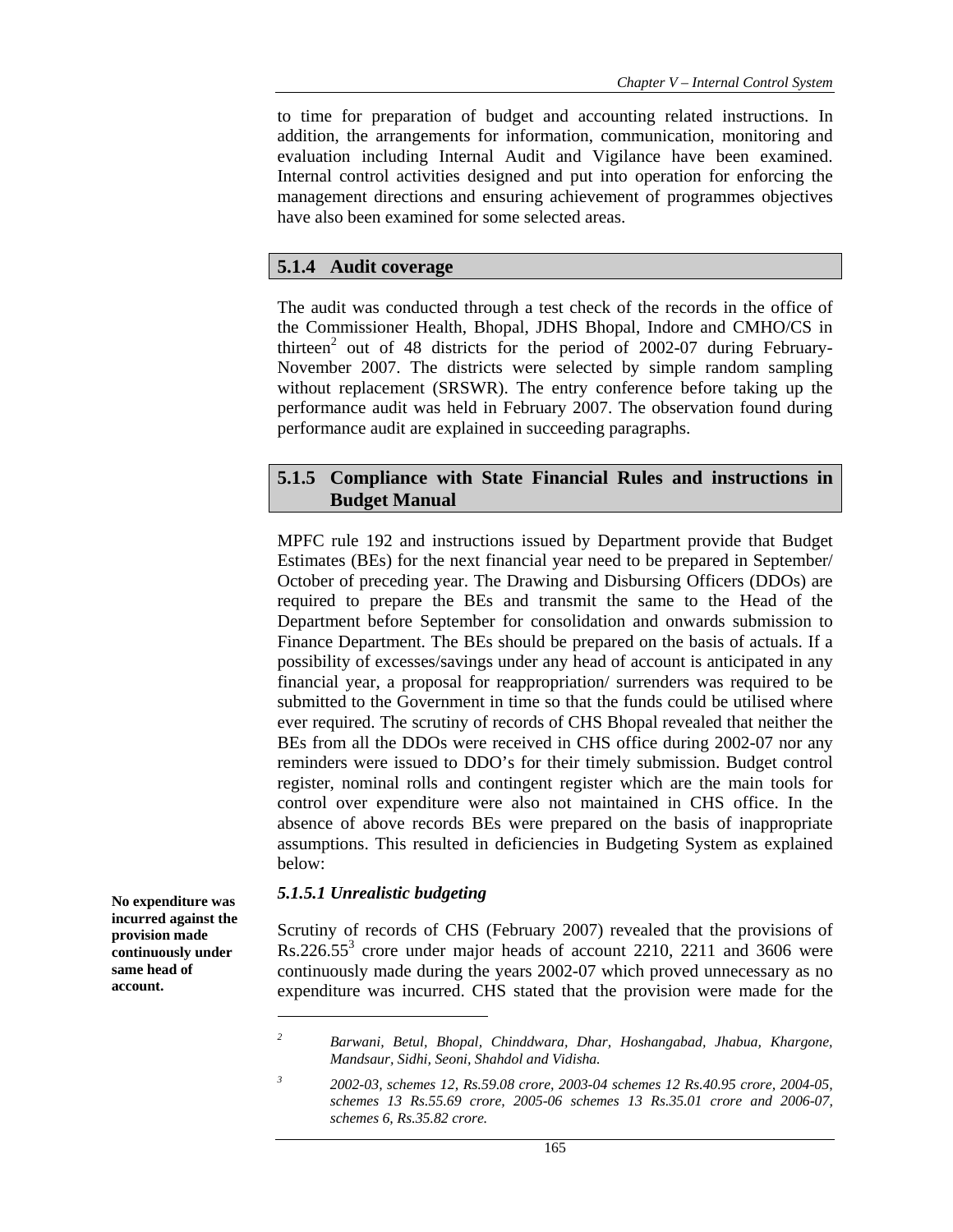to time for preparation of budget and accounting related instructions. In addition, the arrangements for information, communication, monitoring and evaluation including Internal Audit and Vigilance have been examined. Internal control activities designed and put into operation for enforcing the management directions and ensuring achievement of programmes objectives have also been examined for some selected areas.

### 5.1.4 Audit coverage

The audit was conducted through a test check of the records in the office of the Commissioner Health, Bhopal, JDHS Bhopal, Indore and CMHO/CS in thirteen[2] out of 48 districts for the period of 2002-07 during February-November 2007. The districts were selected by simple random sampling without replacement (SRSWR). The entry conference before taking up the performance audit was held in February 2007. The observation found during performance audit are explained in succeeding paragraphs.

### 5.1.5 Compliance with State Financial Rules and instructions in Budget Manual

MPFC rule 192 and instructions issued by Department provide that Budget Estimates (BEs) for the next financial year need to be prepared in September/ October of preceding year. The Drawing and Disbursing Officers (DDOs) are required to prepare the BEs and transmit the same to the Head of the Department before September for consolidation and onwards submission to Finance Department. The BEs should be prepared on the basis of actuals. If a possibility of excesses/savings under any head of account is anticipated in any financial year, a proposal for reappropriation/ surrenders was required to be submitted to the Government in time so that the funds could be utilised where ever required. The scrutiny of records of CHS Bhopal revealed that neither the BEs from all the DDOs were received in CHS office during 2002-07 nor any reminders were issued to DDO's for their timely submission. Budget control register, nominal rolls and contingent register which are the main tools for control over expenditure were also not maintained in CHS office. In the absence of above records BEs were prepared on the basis of inappropriate assumptions. This resulted in deficiencies in Budgeting System as explained below:

**No expenditure was incurred against the provision made continuously under same head of account.**

#### *5.1.5.1 Unrealistic budgeting*

Scrutiny of records of CHS (February 2007) revealed that the provisions of Rs.226.55[3] crore under major heads of account 2210, 2211 and 3606 were continuously made during the years 2002-07 which proved unnecessary as no expenditure was incurred. CHS stated that the provision were made for the

---

[2] *Barwani, Betul, Bhopal, Chinddwara, Dhar, Hoshangabad, Jhabua, Khargone, Mandsaur, Sidhi, Seoni, Shahdol and Vidisha.*

[3] *2002-03, schemes 12, Rs.59.08 crore, 2003-04 schemes 12 Rs.40.95 crore, 2004-05, schemes 13 Rs.55.69 crore, 2005-06 schemes 13 Rs.35.01 crore and 2006-07, schemes 6, Rs.35.82 crore.*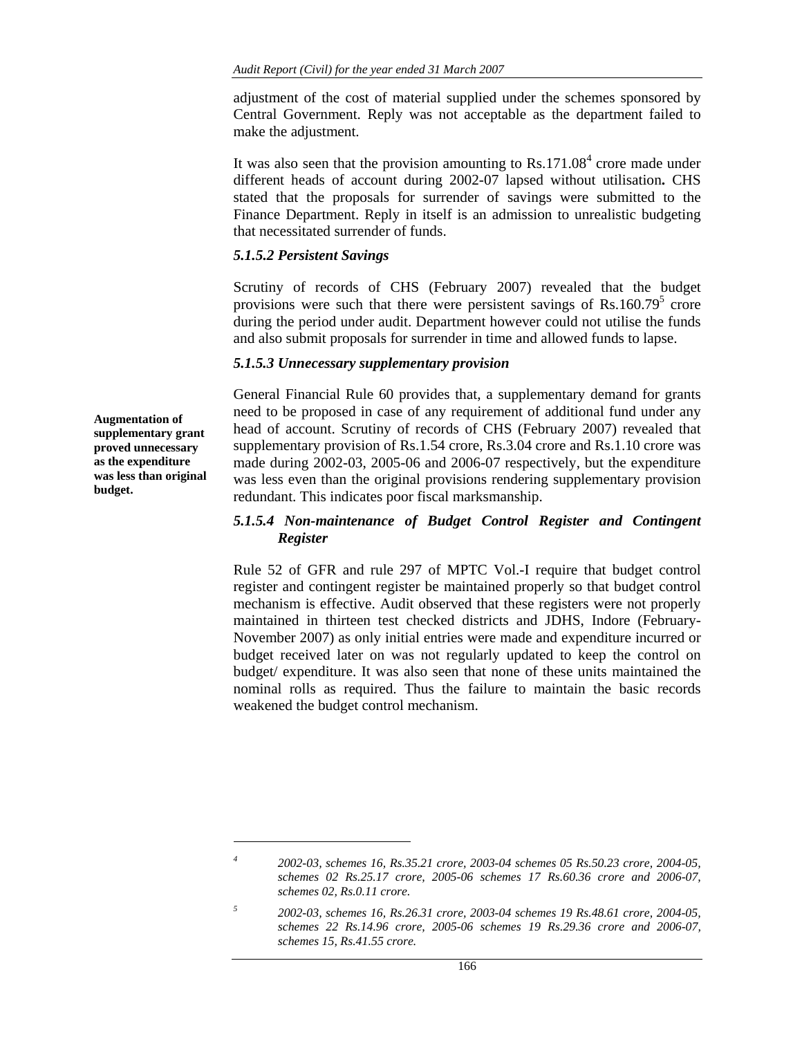adjustment of the cost of material supplied under the schemes sponsored by Central Government. Reply was not acceptable as the department failed to make the adjustment.

It was also seen that the provision amounting to Rs.171.08[4] crore made under different heads of account during 2002-07 lapsed without utilisation**.** CHS stated that the proposals for surrender of savings were submitted to the Finance Department. Reply in itself is an admission to unrealistic budgeting that necessitated surrender of funds.

### *5.1.5.2 Persistent Savings*

Scrutiny of records of CHS (February 2007) revealed that the budget provisions were such that there were persistent savings of Rs.160.79[5] crore during the period under audit. Department however could not utilise the funds and also submit proposals for surrender in time and allowed funds to lapse.

### *5.1.5.3 Unnecessary supplementary provision*

**Augmentation of supplementary grant proved unnecessary as the expenditure was less than original budget.**

General Financial Rule 60 provides that, a supplementary demand for grants need to be proposed in case of any requirement of additional fund under any head of account. Scrutiny of records of CHS (February 2007) revealed that supplementary provision of Rs.1.54 crore, Rs.3.04 crore and Rs.1.10 crore was made during 2002-03, 2005-06 and 2006-07 respectively, but the expenditure was less even than the original provisions rendering supplementary provision redundant. This indicates poor fiscal marksmanship.

### *5.1.5.4 Non-maintenance of Budget Control Register and Contingent Register*

Rule 52 of GFR and rule 297 of MPTC Vol.-I require that budget control register and contingent register be maintained properly so that budget control mechanism is effective. Audit observed that these registers were not properly maintained in thirteen test checked districts and JDHS, Indore (February-November 2007) as only initial entries were made and expenditure incurred or budget received later on was not regularly updated to keep the control on budget/ expenditure. It was also seen that none of these units maintained the nominal rolls as required. Thus the failure to maintain the basic records weakened the budget control mechanism.

---

[4] *2002-03, schemes 16, Rs.35.21 crore, 2003-04 schemes 05 Rs.50.23 crore, 2004-05, schemes 02 Rs.25.17 crore, 2005-06 schemes 17 Rs.60.36 crore and 2006-07, schemes 02, Rs.0.11 crore.*

[5] *2002-03, schemes 16, Rs.26.31 crore, 2003-04 schemes 19 Rs.48.61 crore, 2004-05, schemes 22 Rs.14.96 crore, 2005-06 schemes 19 Rs.29.36 crore and 2006-07, schemes 15, Rs.41.55 crore.*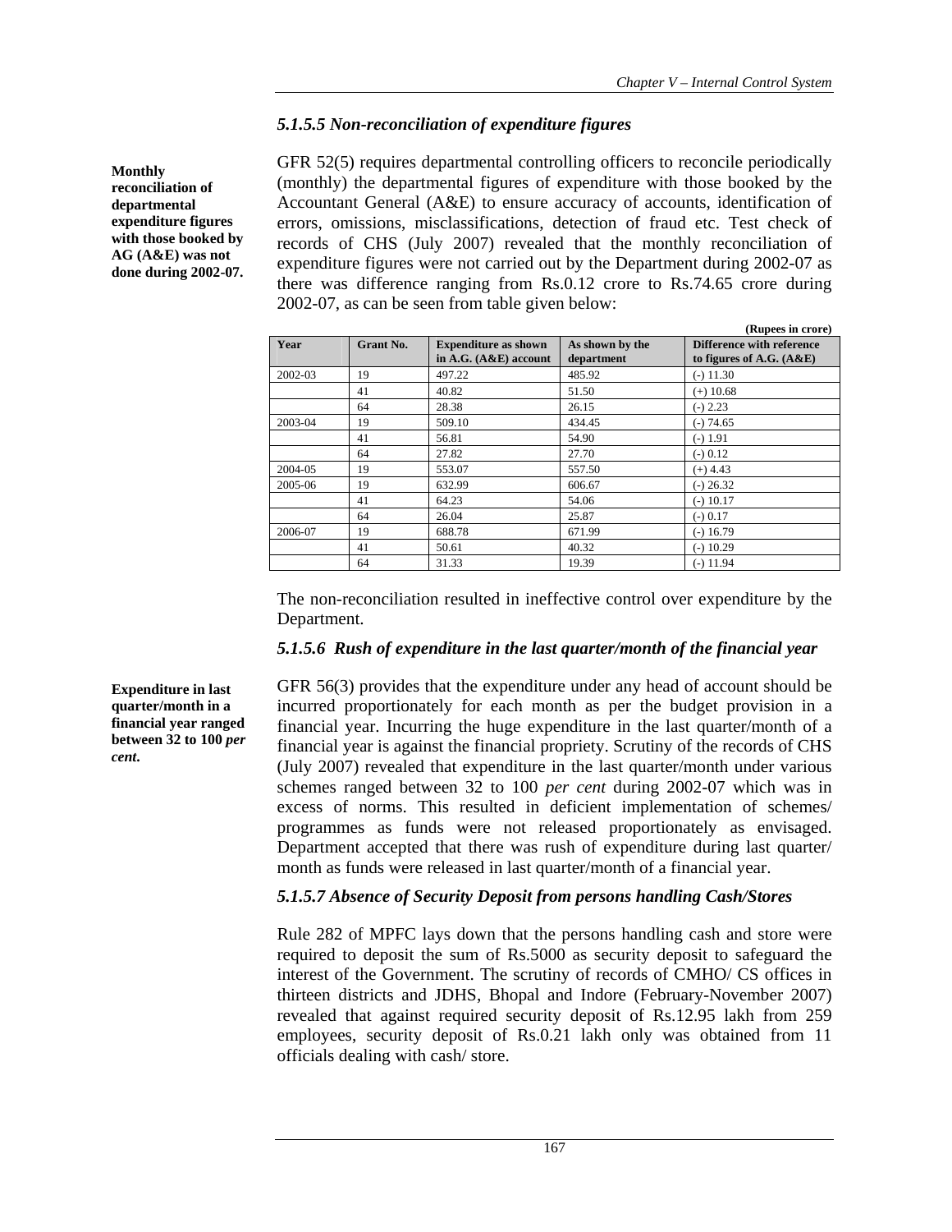### *5.1.5.5 Non-reconciliation of expenditure figures*

**Monthly reconciliation of departmental expenditure figures with those booked by AG (A&E) was not done during 2002-07.**

GFR 52(5) requires departmental controlling officers to reconcile periodically (monthly) the departmental figures of expenditure with those booked by the Accountant General (A&E) to ensure accuracy of accounts, identification of errors, omissions, misclassifications, detection of fraud etc. Test check of records of CHS (July 2007) revealed that the monthly reconciliation of expenditure figures were not carried out by the Department during 2002-07 as there was difference ranging from Rs.0.12 crore to Rs.74.65 crore during 2002-07, as can be seen from table given below:

**(Rupees in crore)**

| Year | Grant No. | Expenditure as shown in A.G. (A&E) account | As shown by the department | Difference with reference to figures of A.G. (A&E) |
|---|---|---|---|---|
| 2002-03 | 19 | 497.22 | 485.92 | (-) 11.30 |
| | 41 | 40.82 | 51.50 | (+) 10.68 |
| | 64 | 28.38 | 26.15 | (-) 2.23 |
| 2003-04 | 19 | 509.10 | 434.45 | (-) 74.65 |
| | 41 | 56.81 | 54.90 | (-) 1.91 |
| | 64 | 27.82 | 27.70 | (-) 0.12 |
| 2004-05 | 19 | 553.07 | 557.50 | (+) 4.43 |
| 2005-06 | 19 | 632.99 | 606.67 | (-) 26.32 |
| | 41 | 64.23 | 54.06 | (-) 10.17 |
| | 64 | 26.04 | 25.87 | (-) 0.17 |
| 2006-07 | 19 | 688.78 | 671.99 | (-) 16.79 |
| | 41 | 50.61 | 40.32 | (-) 10.29 |
| | 64 | 31.33 | 19.39 | (-) 11.94 |

The non-reconciliation resulted in ineffective control over expenditure by the Department.

### *5.1.5.6 Rush of expenditure in the last quarter/month of the financial year*

**Expenditure in last quarter/month in a financial year ranged between 32 to 100 *per cent*.**

GFR 56(3) provides that the expenditure under any head of account should be incurred proportionately for each month as per the budget provision in a financial year. Incurring the huge expenditure in the last quarter/month of a financial year is against the financial propriety. Scrutiny of the records of CHS (July 2007) revealed that expenditure in the last quarter/month under various schemes ranged between 32 to 100 *per cent* during 2002-07 which was in excess of norms. This resulted in deficient implementation of schemes/ programmes as funds were not released proportionately as envisaged. Department accepted that there was rush of expenditure during last quarter/ month as funds were released in last quarter/month of a financial year.

### *5.1.5.7 Absence of Security Deposit from persons handling Cash/Stores*

Rule 282 of MPFC lays down that the persons handling cash and store were required to deposit the sum of Rs.5000 as security deposit to safeguard the interest of the Government. The scrutiny of records of CMHO/ CS offices in thirteen districts and JDHS, Bhopal and Indore (February-November 2007) revealed that against required security deposit of Rs.12.95 lakh from 259 employees, security deposit of Rs.0.21 lakh only was obtained from 11 officials dealing with cash/ store.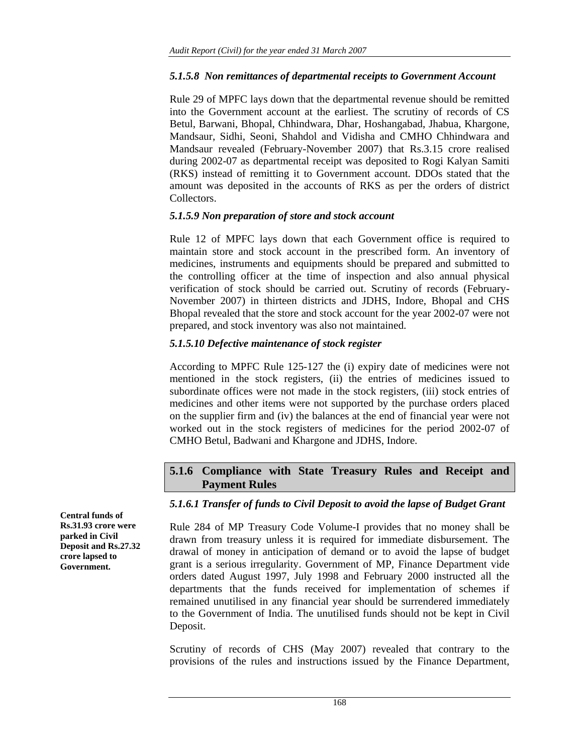*5.1.5.8 Non remittances of departmental receipts to Government Account*

Rule 29 of MPFC lays down that the departmental revenue should be remitted into the Government account at the earliest. The scrutiny of records of CS Betul, Barwani, Bhopal, Chhindwara, Dhar, Hoshangabad, Jhabua, Khargone, Mandsaur, Sidhi, Seoni, Shahdol and Vidisha and CMHO Chhindwara and Mandsaur revealed (February-November 2007) that Rs.3.15 crore realised during 2002-07 as departmental receipt was deposited to Rogi Kalyan Samiti (RKS) instead of remitting it to Government account. DDOs stated that the amount was deposited in the accounts of RKS as per the orders of district Collectors.

*5.1.5.9 Non preparation of store and stock account*

Rule 12 of MPFC lays down that each Government office is required to maintain store and stock account in the prescribed form. An inventory of medicines, instruments and equipments should be prepared and submitted to the controlling officer at the time of inspection and also annual physical verification of stock should be carried out. Scrutiny of records (February-November 2007) in thirteen districts and JDHS, Indore, Bhopal and CHS Bhopal revealed that the store and stock account for the year 2002-07 were not prepared, and stock inventory was also not maintained.

*5.1.5.10 Defective maintenance of stock register*

According to MPFC Rule 125-127 the (i) expiry date of medicines were not mentioned in the stock registers, (ii) the entries of medicines issued to subordinate offices were not made in the stock registers, (iii) stock entries of medicines and other items were not supported by the purchase orders placed on the supplier firm and (iv) the balances at the end of financial year were not worked out in the stock registers of medicines for the period 2002-07 of CMHO Betul, Badwani and Khargone and JDHS, Indore.

## 5.1.6 Compliance with State Treasury Rules and Receipt and Payment Rules

*5.1.6.1 Transfer of funds to Civil Deposit to avoid the lapse of Budget Grant*

**Central funds of Rs.31.93 crore were parked in Civil Deposit and Rs.27.32 crore lapsed to Government.**

Rule 284 of MP Treasury Code Volume-I provides that no money shall be drawn from treasury unless it is required for immediate disbursement. The drawal of money in anticipation of demand or to avoid the lapse of budget grant is a serious irregularity. Government of MP, Finance Department vide orders dated August 1997, July 1998 and February 2000 instructed all the departments that the funds received for implementation of schemes if remained unutilised in any financial year should be surrendered immediately to the Government of India. The unutilised funds should not be kept in Civil Deposit.

Scrutiny of records of CHS (May 2007) revealed that contrary to the provisions of the rules and instructions issued by the Finance Department,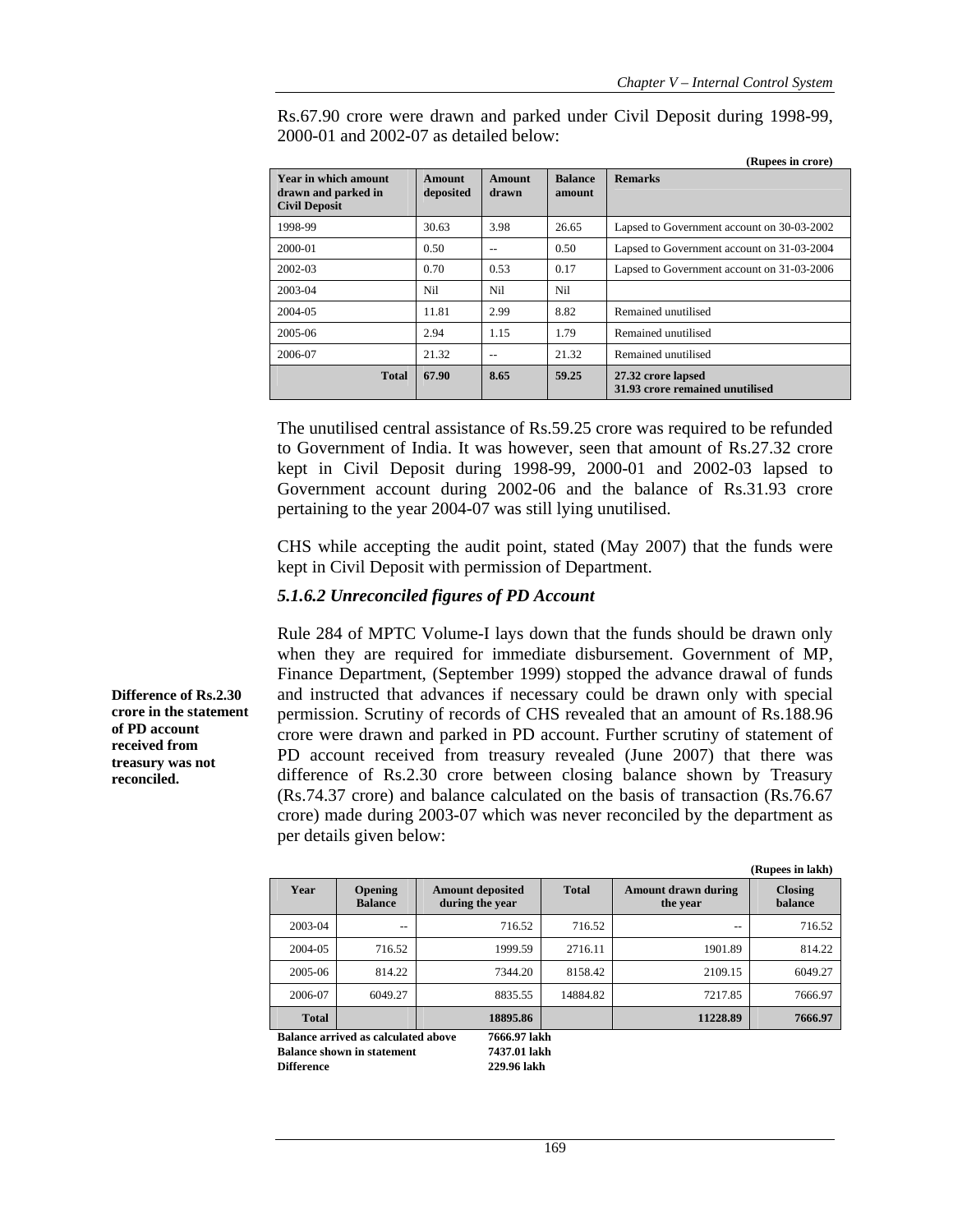Rs.67.90 crore were drawn and parked under Civil Deposit during 1998-99, 2000-01 and 2002-07 as detailed below:

(Rupees in crore)

| Year in which amount drawn and parked in Civil Deposit | Amount deposited | Amount drawn | Balance amount | Remarks |
|---|---|---|---|---|
| 1998-99 | 30.63 | 3.98 | 26.65 | Lapsed to Government account on 30-03-2002 |
| 2000-01 | 0.50 | -- | 0.50 | Lapsed to Government account on 31-03-2004 |
| 2002-03 | 0.70 | 0.53 | 0.17 | Lapsed to Government account on 31-03-2006 |
| 2003-04 | Nil | Nil | Nil | |
| 2004-05 | 11.81 | 2.99 | 8.82 | Remained unutilised |
| 2005-06 | 2.94 | 1.15 | 1.79 | Remained unutilised |
| 2006-07 | 21.32 | -- | 21.32 | Remained unutilised |
| **Total** | **67.90** | **8.65** | **59.25** | **27.32 crore lapsed 31.93 crore remained unutilised** |

The unutilised central assistance of Rs.59.25 crore was required to be refunded to Government of India. It was however, seen that amount of Rs.27.32 crore kept in Civil Deposit during 1998-99, 2000-01 and 2002-03 lapsed to Government account during 2002-06 and the balance of Rs.31.93 crore pertaining to the year 2004-07 was still lying unutilised.

CHS while accepting the audit point, stated (May 2007) that the funds were kept in Civil Deposit with permission of Department.

### *5.1.6.2 Unreconciled figures of PD Account*

**Difference of Rs.2.30 crore in the statement of PD account received from treasury was not reconciled.**

Rule 284 of MPTC Volume-I lays down that the funds should be drawn only when they are required for immediate disbursement. Government of MP, Finance Department, (September 1999) stopped the advance drawal of funds and instructed that advances if necessary could be drawn only with special permission. Scrutiny of records of CHS revealed that an amount of Rs.188.96 crore were drawn and parked in PD account. Further scrutiny of statement of PD account received from treasury revealed (June 2007) that there was difference of Rs.2.30 crore between closing balance shown by Treasury (Rs.74.37 crore) and balance calculated on the basis of transaction (Rs.76.67 crore) made during 2003-07 which was never reconciled by the department as per details given below:

(Rupees in lakh)

| Year | Opening Balance | Amount deposited during the year | Total | Amount drawn during the year | Closing balance |
|---|---|---|---|---|---|
| 2003-04 | -- | 716.52 | 716.52 | -- | 716.52 |
| 2004-05 | 716.52 | 1999.59 | 2716.11 | 1901.89 | 814.22 |
| 2005-06 | 814.22 | 7344.20 | 8158.42 | 2109.15 | 6049.27 |
| 2006-07 | 6049.27 | 8835.55 | 14884.82 | 7217.85 | 7666.97 |
| **Total** | | **18895.86** | | **11228.89** | **7666.97** |

| | |
|---|---|
| **Balance arrived as calculated above** | **7666.97 lakh** |
| **Balance shown in statement** | **7437.01 lakh** |
| **Difference** | **229.96 lakh** |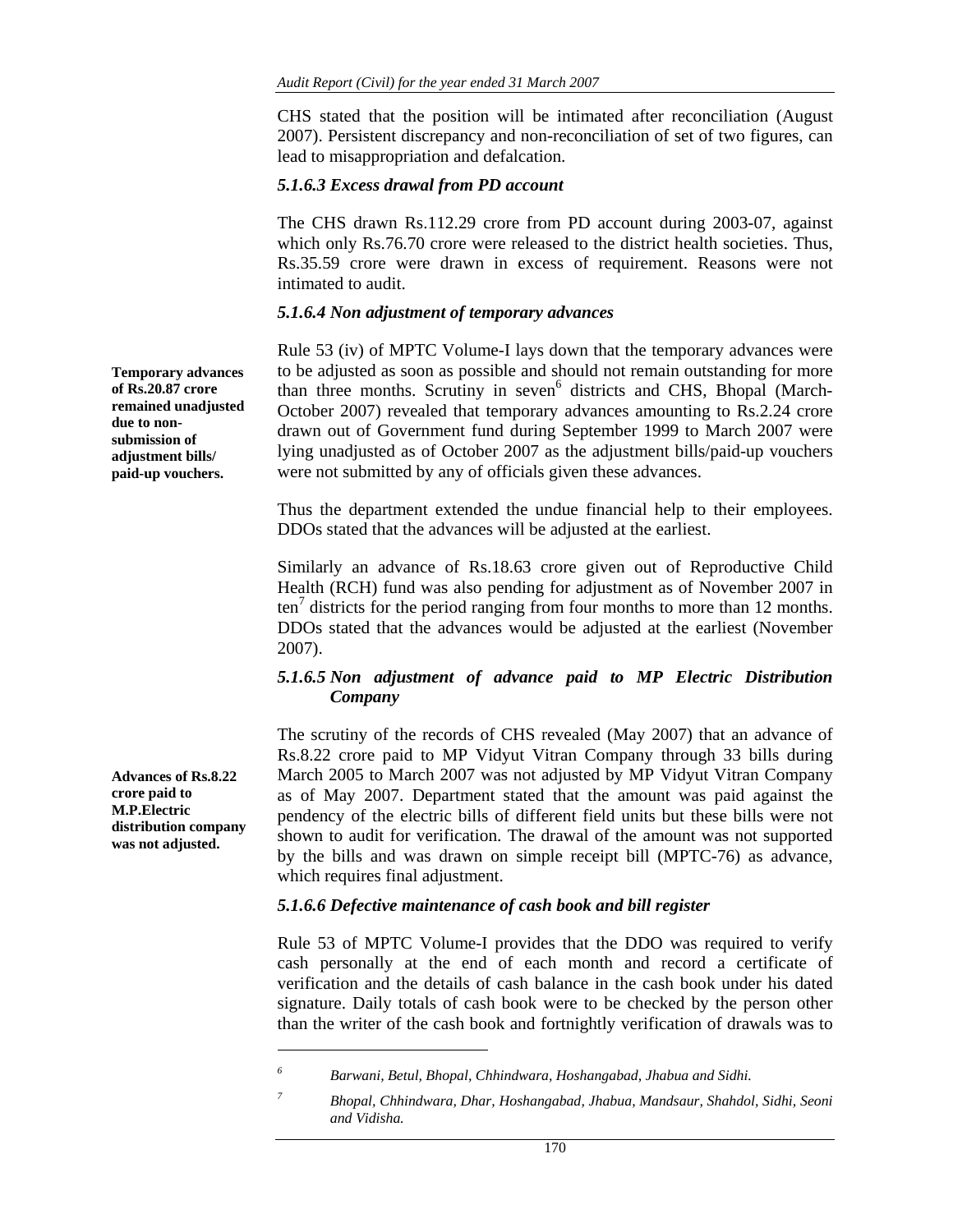CHS stated that the position will be intimated after reconciliation (August 2007). Persistent discrepancy and non-reconciliation of set of two figures, can lead to misappropriation and defalcation.

### *5.1.6.3 Excess drawal from PD account*

The CHS drawn Rs.112.29 crore from PD account during 2003-07, against which only Rs.76.70 crore were released to the district health societies. Thus, Rs.35.59 crore were drawn in excess of requirement. Reasons were not intimated to audit.

### *5.1.6.4 Non adjustment of temporary advances*

**Temporary advances of Rs.20.87 crore remained unadjusted due to non-submission of adjustment bills/ paid-up vouchers.**

Rule 53 (iv) of MPTC Volume-I lays down that the temporary advances were to be adjusted as soon as possible and should not remain outstanding for more than three months. Scrutiny in seven[6] districts and CHS, Bhopal (March-October 2007) revealed that temporary advances amounting to Rs.2.24 crore drawn out of Government fund during September 1999 to March 2007 were lying unadjusted as of October 2007 as the adjustment bills/paid-up vouchers were not submitted by any of officials given these advances.

Thus the department extended the undue financial help to their employees. DDOs stated that the advances will be adjusted at the earliest.

Similarly an advance of Rs.18.63 crore given out of Reproductive Child Health (RCH) fund was also pending for adjustment as of November 2007 in ten[7] districts for the period ranging from four months to more than 12 months. DDOs stated that the advances would be adjusted at the earliest (November 2007).

### *5.1.6.5 Non adjustment of advance paid to MP Electric Distribution Company*

**Advances of Rs.8.22 crore paid to M.P.Electric distribution company was not adjusted.**

The scrutiny of the records of CHS revealed (May 2007) that an advance of Rs.8.22 crore paid to MP Vidyut Vitran Company through 33 bills during March 2005 to March 2007 was not adjusted by MP Vidyut Vitran Company as of May 2007. Department stated that the amount was paid against the pendency of the electric bills of different field units but these bills were not shown to audit for verification. The drawal of the amount was not supported by the bills and was drawn on simple receipt bill (MPTC-76) as advance, which requires final adjustment.

### *5.1.6.6 Defective maintenance of cash book and bill register*

Rule 53 of MPTC Volume-I provides that the DDO was required to verify cash personally at the end of each month and record a certificate of verification and the details of cash balance in the cash book under his dated signature. Daily totals of cash book were to be checked by the person other than the writer of the cash book and fortnightly verification of drawals was to

---

[6] *Barwani, Betul, Bhopal, Chhindwara, Hoshangabad, Jhabua and Sidhi.*

[7] *Bhopal, Chhindwara, Dhar, Hoshangabad, Jhabua, Mandsaur, Shahdol, Sidhi, Seoni and Vidisha.*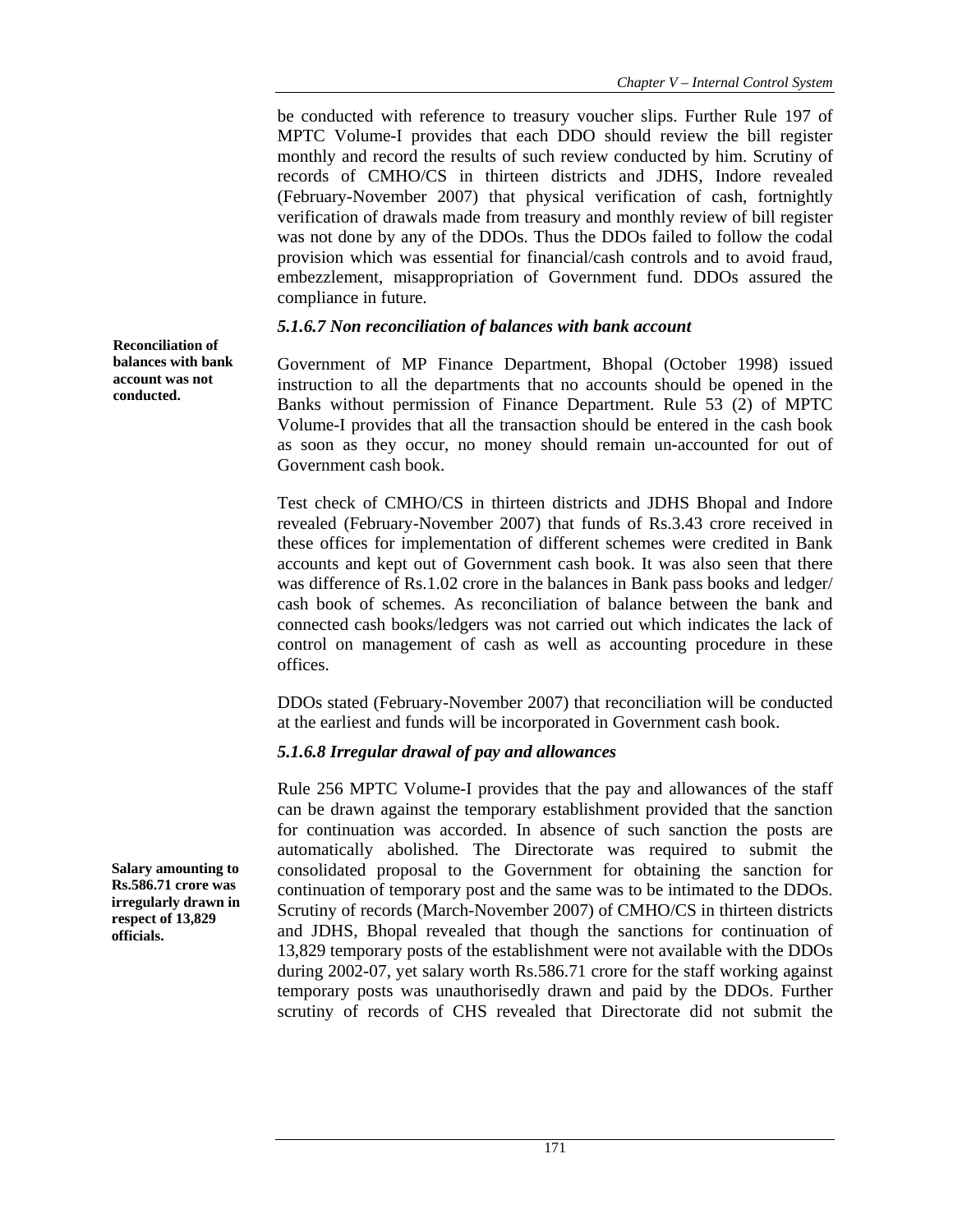be conducted with reference to treasury voucher slips. Further Rule 197 of MPTC Volume-I provides that each DDO should review the bill register monthly and record the results of such review conducted by him. Scrutiny of records of CMHO/CS in thirteen districts and JDHS, Indore revealed (February-November 2007) that physical verification of cash, fortnightly verification of drawals made from treasury and monthly review of bill register was not done by any of the DDOs. Thus the DDOs failed to follow the codal provision which was essential for financial/cash controls and to avoid fraud, embezzlement, misappropriation of Government fund. DDOs assured the compliance in future.

### *5.1.6.7 Non reconciliation of balances with bank account*

**Reconciliation of balances with bank account was not conducted.**

Government of MP Finance Department, Bhopal (October 1998) issued instruction to all the departments that no accounts should be opened in the Banks without permission of Finance Department. Rule 53 (2) of MPTC Volume-I provides that all the transaction should be entered in the cash book as soon as they occur, no money should remain un-accounted for out of Government cash book.

Test check of CMHO/CS in thirteen districts and JDHS Bhopal and Indore revealed (February-November 2007) that funds of Rs.3.43 crore received in these offices for implementation of different schemes were credited in Bank accounts and kept out of Government cash book. It was also seen that there was difference of Rs.1.02 crore in the balances in Bank pass books and ledger/ cash book of schemes. As reconciliation of balance between the bank and connected cash books/ledgers was not carried out which indicates the lack of control on management of cash as well as accounting procedure in these offices.

DDOs stated (February-November 2007) that reconciliation will be conducted at the earliest and funds will be incorporated in Government cash book.

### *5.1.6.8 Irregular drawal of pay and allowances*

**Salary amounting to Rs.586.71 crore was irregularly drawn in respect of 13,829 officials.**

Rule 256 MPTC Volume-I provides that the pay and allowances of the staff can be drawn against the temporary establishment provided that the sanction for continuation was accorded. In absence of such sanction the posts are automatically abolished. The Directorate was required to submit the consolidated proposal to the Government for obtaining the sanction for continuation of temporary post and the same was to be intimated to the DDOs. Scrutiny of records (March-November 2007) of CMHO/CS in thirteen districts and JDHS, Bhopal revealed that though the sanctions for continuation of 13,829 temporary posts of the establishment were not available with the DDOs during 2002-07, yet salary worth Rs.586.71 crore for the staff working against temporary posts was unauthorisedly drawn and paid by the DDOs. Further scrutiny of records of CHS revealed that Directorate did not submit the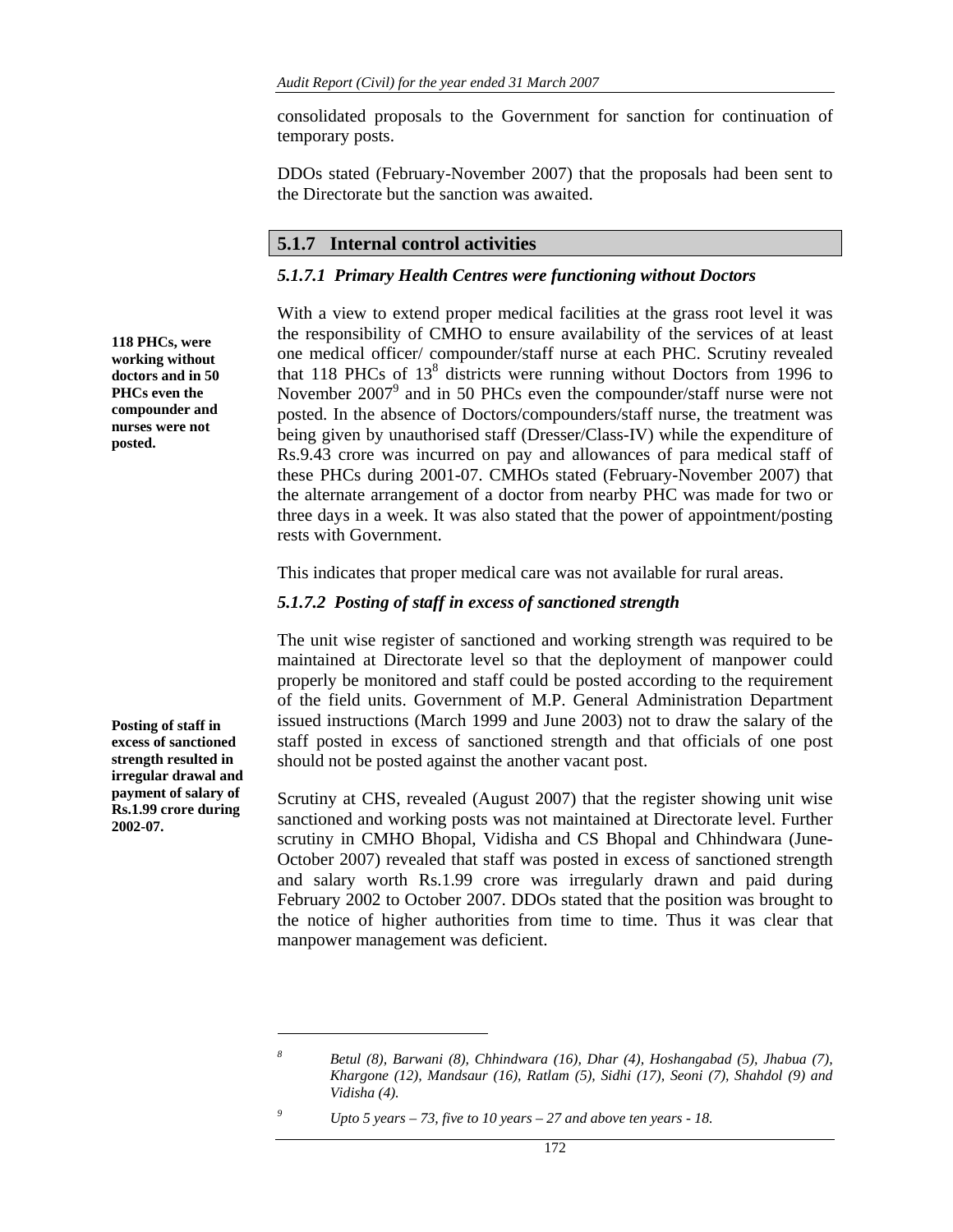consolidated proposals to the Government for sanction for continuation of temporary posts.

DDOs stated (February-November 2007) that the proposals had been sent to the Directorate but the sanction was awaited.

## 5.1.7 Internal control activities

### *5.1.7.1 Primary Health Centres were functioning without Doctors*

**118 PHCs, were working without doctors and in 50 PHCs even the compounder and nurses were not posted.**

With a view to extend proper medical facilities at the grass root level it was the responsibility of CMHO to ensure availability of the services of at least one medical officer/ compounder/staff nurse at each PHC. Scrutiny revealed that 118 PHCs of 13[8] districts were running without Doctors from 1996 to November 2007[9] and in 50 PHCs even the compounder/staff nurse were not posted. In the absence of Doctors/compounders/staff nurse, the treatment was being given by unauthorised staff (Dresser/Class-IV) while the expenditure of Rs.9.43 crore was incurred on pay and allowances of para medical staff of these PHCs during 2001-07. CMHOs stated (February-November 2007) that the alternate arrangement of a doctor from nearby PHC was made for two or three days in a week. It was also stated that the power of appointment/posting rests with Government.

This indicates that proper medical care was not available for rural areas.

### *5.1.7.2 Posting of staff in excess of sanctioned strength*

**Posting of staff in excess of sanctioned strength resulted in irregular drawal and payment of salary of Rs.1.99 crore during 2002-07.**

The unit wise register of sanctioned and working strength was required to be maintained at Directorate level so that the deployment of manpower could properly be monitored and staff could be posted according to the requirement of the field units. Government of M.P. General Administration Department issued instructions (March 1999 and June 2003) not to draw the salary of the staff posted in excess of sanctioned strength and that officials of one post should not be posted against the another vacant post.

Scrutiny at CHS, revealed (August 2007) that the register showing unit wise sanctioned and working posts was not maintained at Directorate level. Further scrutiny in CMHO Bhopal, Vidisha and CS Bhopal and Chhindwara (June-October 2007) revealed that staff was posted in excess of sanctioned strength and salary worth Rs.1.99 crore was irregularly drawn and paid during February 2002 to October 2007. DDOs stated that the position was brought to the notice of higher authorities from time to time. Thus it was clear that manpower management was deficient.

---

[8] *Betul (8), Barwani (8), Chhindwara (16), Dhar (4), Hoshangabad (5), Jhabua (7), Khargone (12), Mandsaur (16), Ratlam (5), Sidhi (17), Seoni (7), Shahdol (9) and Vidisha (4).*

[9] *Upto 5 years – 73, five to 10 years – 27 and above ten years - 18.*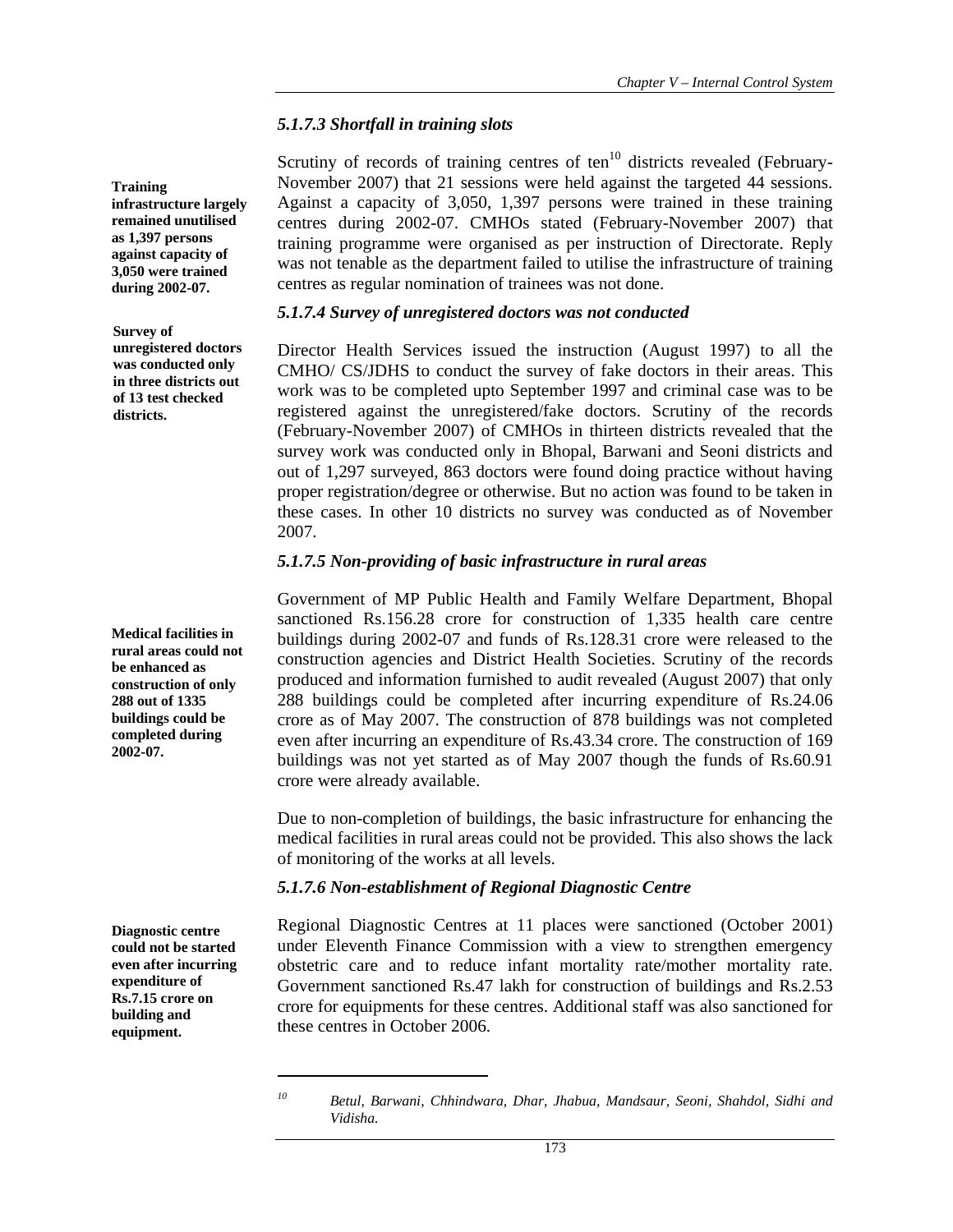### *5.1.7.3 Shortfall in training slots*

**Training infrastructure largely remained unutilised as 1,397 persons against capacity of 3,050 were trained during 2002-07.**

Scrutiny of records of training centres of ten[10] districts revealed (February-November 2007) that 21 sessions were held against the targeted 44 sessions. Against a capacity of 3,050, 1,397 persons were trained in these training centres during 2002-07. CMHOs stated (February-November 2007) that training programme were organised as per instruction of Directorate. Reply was not tenable as the department failed to utilise the infrastructure of training centres as regular nomination of trainees was not done.

### *5.1.7.4 Survey of unregistered doctors was not conducted*

**Survey of unregistered doctors was conducted only in three districts out of 13 test checked districts.**

Director Health Services issued the instruction (August 1997) to all the CMHO/ CS/JDHS to conduct the survey of fake doctors in their areas. This work was to be completed upto September 1997 and criminal case was to be registered against the unregistered/fake doctors. Scrutiny of the records (February-November 2007) of CMHOs in thirteen districts revealed that the survey work was conducted only in Bhopal, Barwani and Seoni districts and out of 1,297 surveyed, 863 doctors were found doing practice without having proper registration/degree or otherwise. But no action was found to be taken in these cases. In other 10 districts no survey was conducted as of November 2007.

### *5.1.7.5 Non-providing of basic infrastructure in rural areas*

**Medical facilities in rural areas could not be enhanced as construction of only 288 out of 1335 buildings could be completed during 2002-07.**

Government of MP Public Health and Family Welfare Department, Bhopal sanctioned Rs.156.28 crore for construction of 1,335 health care centre buildings during 2002-07 and funds of Rs.128.31 crore were released to the construction agencies and District Health Societies. Scrutiny of the records produced and information furnished to audit revealed (August 2007) that only 288 buildings could be completed after incurring expenditure of Rs.24.06 crore as of May 2007. The construction of 878 buildings was not completed even after incurring an expenditure of Rs.43.34 crore. The construction of 169 buildings was not yet started as of May 2007 though the funds of Rs.60.91 crore were already available.

Due to non-completion of buildings, the basic infrastructure for enhancing the medical facilities in rural areas could not be provided. This also shows the lack of monitoring of the works at all levels.

### *5.1.7.6 Non-establishment of Regional Diagnostic Centre*

**Diagnostic centre could not be started even after incurring expenditure of Rs.7.15 crore on building and equipment.**

Regional Diagnostic Centres at 11 places were sanctioned (October 2001) under Eleventh Finance Commission with a view to strengthen emergency obstetric care and to reduce infant mortality rate/mother mortality rate. Government sanctioned Rs.47 lakh for construction of buildings and Rs.2.53 crore for equipments for these centres. Additional staff was also sanctioned for these centres in October 2006.

---

[10] *Betul, Barwani, Chhindwara, Dhar, Jhabua, Mandsaur, Seoni, Shahdol, Sidhi and Vidisha.*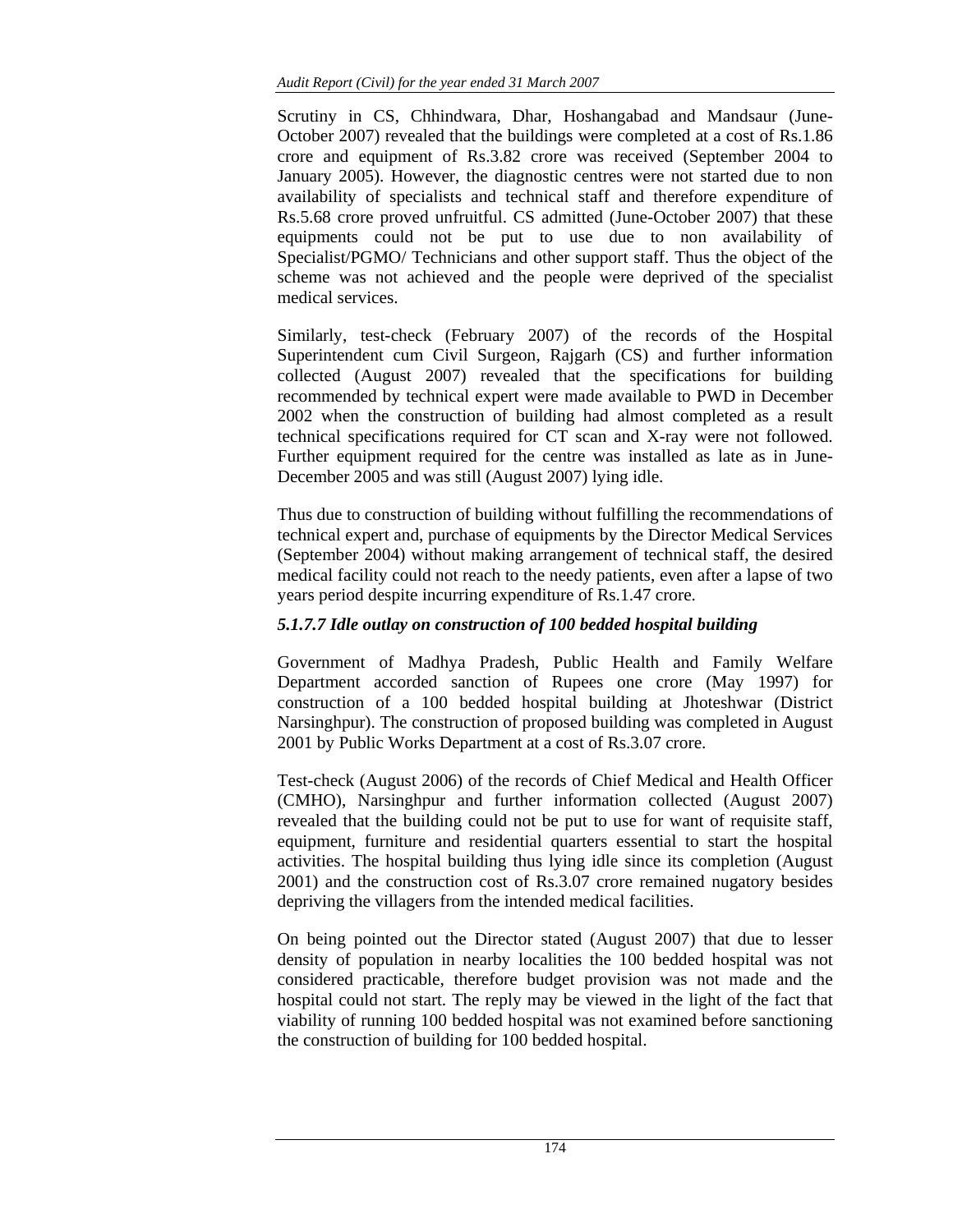Scrutiny in CS, Chhindwara, Dhar, Hoshangabad and Mandsaur (June-October 2007) revealed that the buildings were completed at a cost of Rs.1.86 crore and equipment of Rs.3.82 crore was received (September 2004 to January 2005). However, the diagnostic centres were not started due to non availability of specialists and technical staff and therefore expenditure of Rs.5.68 crore proved unfruitful. CS admitted (June-October 2007) that these equipments could not be put to use due to non availability of Specialist/PGMO/ Technicians and other support staff. Thus the object of the scheme was not achieved and the people were deprived of the specialist medical services.

Similarly, test-check (February 2007) of the records of the Hospital Superintendent cum Civil Surgeon, Rajgarh (CS) and further information collected (August 2007) revealed that the specifications for building recommended by technical expert were made available to PWD in December 2002 when the construction of building had almost completed as a result technical specifications required for CT scan and X-ray were not followed. Further equipment required for the centre was installed as late as in June-December 2005 and was still (August 2007) lying idle.

Thus due to construction of building without fulfilling the recommendations of technical expert and, purchase of equipments by the Director Medical Services (September 2004) without making arrangement of technical staff, the desired medical facility could not reach to the needy patients, even after a lapse of two years period despite incurring expenditure of Rs.1.47 crore.

#### *5.1.7.7 Idle outlay on construction of 100 bedded hospital building*

Government of Madhya Pradesh, Public Health and Family Welfare Department accorded sanction of Rupees one crore (May 1997) for construction of a 100 bedded hospital building at Jhoteshwar (District Narsinghpur). The construction of proposed building was completed in August 2001 by Public Works Department at a cost of Rs.3.07 crore.

Test-check (August 2006) of the records of Chief Medical and Health Officer (CMHO), Narsinghpur and further information collected (August 2007) revealed that the building could not be put to use for want of requisite staff, equipment, furniture and residential quarters essential to start the hospital activities. The hospital building thus lying idle since its completion (August 2001) and the construction cost of Rs.3.07 crore remained nugatory besides depriving the villagers from the intended medical facilities.

On being pointed out the Director stated (August 2007) that due to lesser density of population in nearby localities the 100 bedded hospital was not considered practicable, therefore budget provision was not made and the hospital could not start. The reply may be viewed in the light of the fact that viability of running 100 bedded hospital was not examined before sanctioning the construction of building for 100 bedded hospital.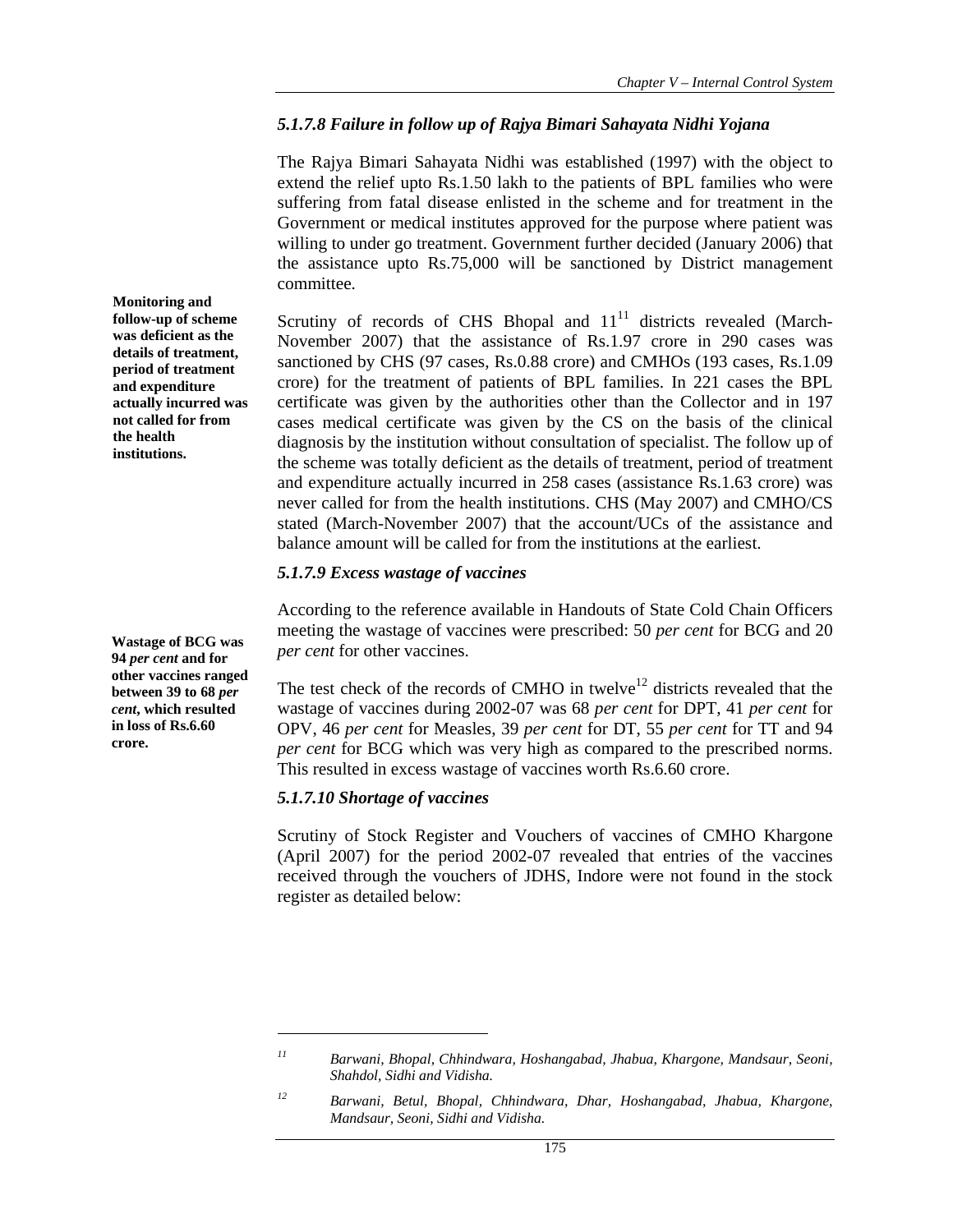### *5.1.7.8 Failure in follow up of Rajya Bimari Sahayata Nidhi Yojana*

The Rajya Bimari Sahayata Nidhi was established (1997) with the object to extend the relief upto Rs.1.50 lakh to the patients of BPL families who were suffering from fatal disease enlisted in the scheme and for treatment in the Government or medical institutes approved for the purpose where patient was willing to under go treatment. Government further decided (January 2006) that the assistance upto Rs.75,000 will be sanctioned by District management committee.

**Monitoring and follow-up of scheme was deficient as the details of treatment, period of treatment and expenditure actually incurred was not called for from the health institutions.**

Scrutiny of records of CHS Bhopal and 11[11] districts revealed (March-November 2007) that the assistance of Rs.1.97 crore in 290 cases was sanctioned by CHS (97 cases, Rs.0.88 crore) and CMHOs (193 cases, Rs.1.09 crore) for the treatment of patients of BPL families. In 221 cases the BPL certificate was given by the authorities other than the Collector and in 197 cases medical certificate was given by the CS on the basis of the clinical diagnosis by the institution without consultation of specialist. The follow up of the scheme was totally deficient as the details of treatment, period of treatment and expenditure actually incurred in 258 cases (assistance Rs.1.63 crore) was never called for from the health institutions. CHS (May 2007) and CMHO/CS stated (March-November 2007) that the account/UCs of the assistance and balance amount will be called for from the institutions at the earliest.

### *5.1.7.9 Excess wastage of vaccines*

**Wastage of BCG was 94 *per cent* and for other vaccines ranged between 39 to 68 *per cent*, which resulted in loss of Rs.6.60 crore.**

According to the reference available in Handouts of State Cold Chain Officers meeting the wastage of vaccines were prescribed: 50 *per cent* for BCG and 20 *per cent* for other vaccines.

The test check of the records of CMHO in twelve[12] districts revealed that the wastage of vaccines during 2002-07 was 68 *per cent* for DPT, 41 *per cent* for OPV, 46 *per cent* for Measles, 39 *per cent* for DT, 55 *per cent* for TT and 94 *per cent* for BCG which was very high as compared to the prescribed norms. This resulted in excess wastage of vaccines worth Rs.6.60 crore.

### *5.1.7.10 Shortage of vaccines*

Scrutiny of Stock Register and Vouchers of vaccines of CMHO Khargone (April 2007) for the period 2002-07 revealed that entries of the vaccines received through the vouchers of JDHS, Indore were not found in the stock register as detailed below:

---

[11] *Barwani, Bhopal, Chhindwara, Hoshangabad, Jhabua, Khargone, Mandsaur, Seoni, Shahdol, Sidhi and Vidisha.*

[12] *Barwani, Betul, Bhopal, Chhindwara, Dhar, Hoshangabad, Jhabua, Khargone, Mandsaur, Seoni, Sidhi and Vidisha.*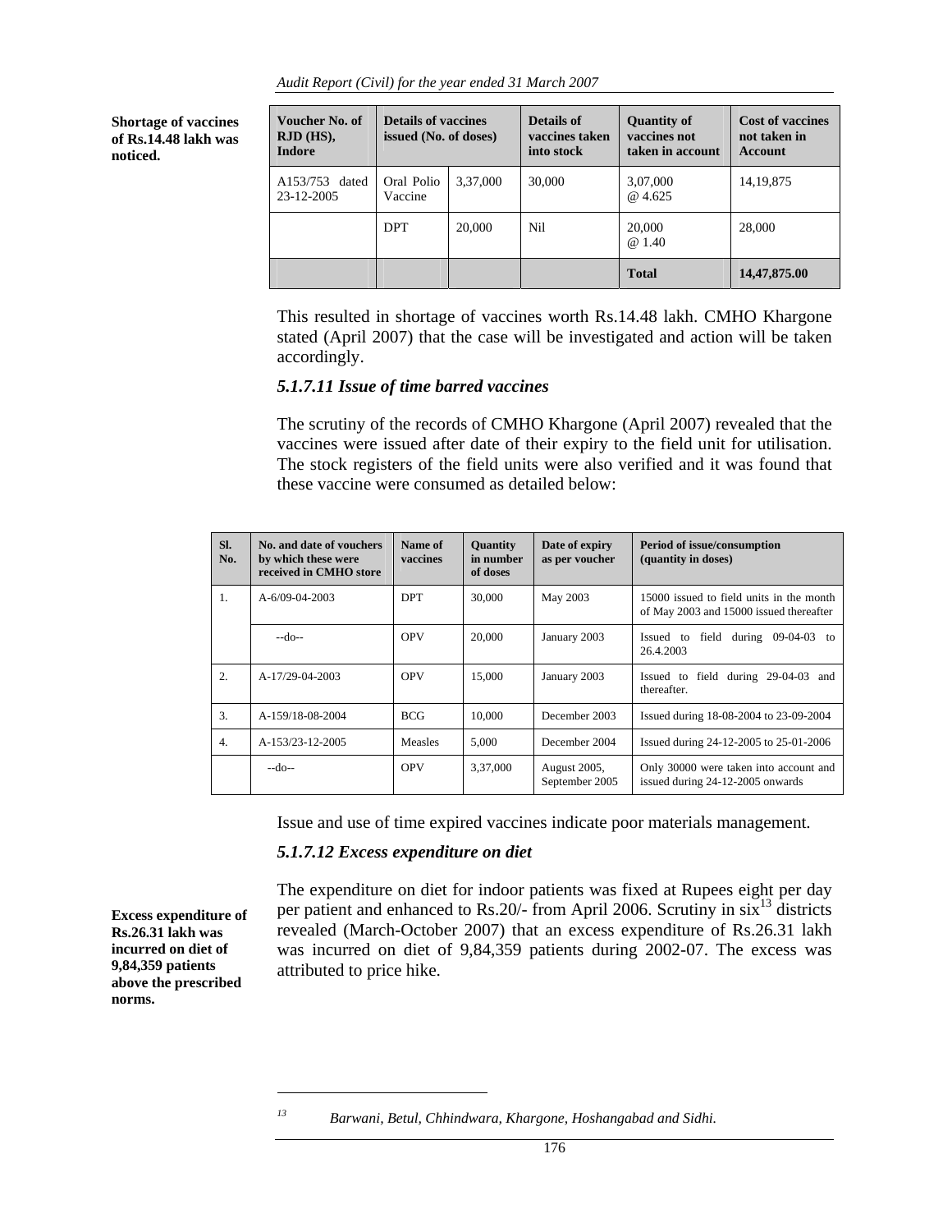**Shortage of vaccines of Rs.14.48 lakh was noticed.**

| Voucher No. of RJD (HS), Indore | Details of vaccines issued (No. of doses) | | Details of vaccines taken into stock | Quantity of vaccines not taken in account | Cost of vaccines not taken in Account |
|---|---|---|---|---|---|
| A153/753 dated 23-12-2005 | Oral Polio Vaccine | 3,37,000 | 30,000 | 3,07,000 @ 4.625 | 14,19,875 |
| | DPT | 20,000 | Nil | 20,000 @ 1.40 | 28,000 |
| | | | | **Total** | **14,47,875.00** |

This resulted in shortage of vaccines worth Rs.14.48 lakh. CMHO Khargone stated (April 2007) that the case will be investigated and action will be taken accordingly.

### *5.1.7.11 Issue of time barred vaccines*

The scrutiny of the records of CMHO Khargone (April 2007) revealed that the vaccines were issued after date of their expiry to the field unit for utilisation. The stock registers of the field units were also verified and it was found that these vaccine were consumed as detailed below:

| Sl. No. | No. and date of vouchers by which these were received in CMHO store | Name of vaccines | Quantity in number of doses | Date of expiry as per voucher | Period of issue/consumption (quantity in doses) |
|---|---|---|---|---|---|
| 1. | A-6/09-04-2003 | DPT | 30,000 | May 2003 | 15000 issued to field units in the month of May 2003 and 15000 issued thereafter |
| | --do-- | OPV | 20,000 | January 2003 | Issued to field during 09-04-03 to 26.4.2003 |
| 2. | A-17/29-04-2003 | OPV | 15,000 | January 2003 | Issued to field during 29-04-03 and thereafter. |
| 3. | A-159/18-08-2004 | BCG | 10,000 | December 2003 | Issued during 18-08-2004 to 23-09-2004 |
| 4. | A-153/23-12-2005 | Measles | 5,000 | December 2004 | Issued during 24-12-2005 to 25-01-2006 |
| | --do-- | OPV | 3,37,000 | August 2005, September 2005 | Only 30000 were taken into account and issued during 24-12-2005 onwards |

Issue and use of time expired vaccines indicate poor materials management.

### *5.1.7.12 Excess expenditure on diet*

**Excess expenditure of Rs.26.31 lakh was incurred on diet of 9,84,359 patients above the prescribed norms.**

The expenditure on diet for indoor patients was fixed at Rupees eight per day per patient and enhanced to Rs.20/- from April 2006. Scrutiny in six[13] districts revealed (March-October 2007) that an excess expenditure of Rs.26.31 lakh was incurred on diet of 9,84,359 patients during 2002-07. The excess was attributed to price hike.

---

[13] *Barwani, Betul, Chhindwara, Khargone, Hoshangabad and Sidhi.*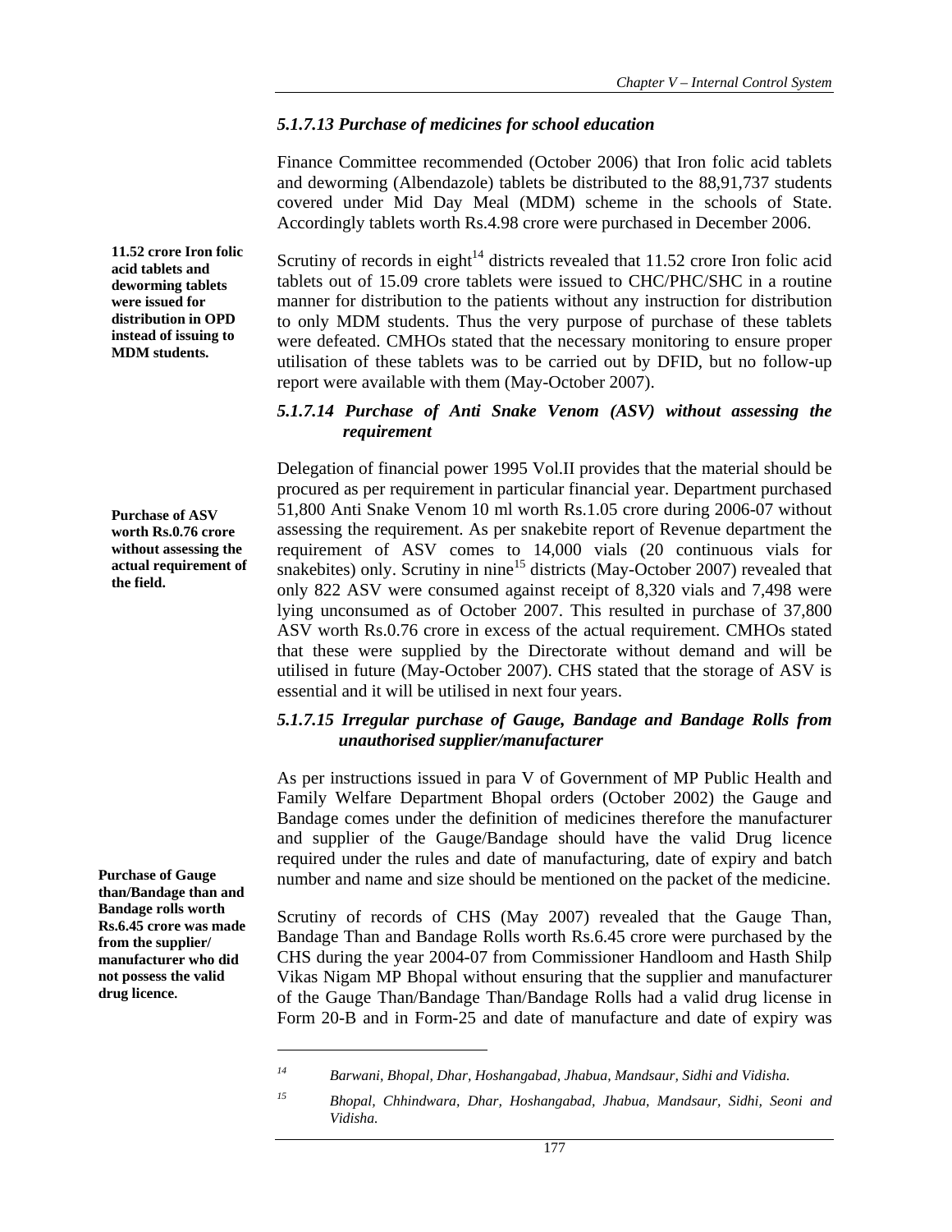### *5.1.7.13 Purchase of medicines for school education*

Finance Committee recommended (October 2006) that Iron folic acid tablets and deworming (Albendazole) tablets be distributed to the 88,91,737 students covered under Mid Day Meal (MDM) scheme in the schools of State. Accordingly tablets worth Rs.4.98 crore were purchased in December 2006.

**11.52 crore Iron folic acid tablets and deworming tablets were issued for distribution in OPD instead of issuing to MDM students.**

Scrutiny of records in eight[14] districts revealed that 11.52 crore Iron folic acid tablets out of 15.09 crore tablets were issued to CHC/PHC/SHC in a routine manner for distribution to the patients without any instruction for distribution to only MDM students. Thus the very purpose of purchase of these tablets were defeated. CMHOs stated that the necessary monitoring to ensure proper utilisation of these tablets was to be carried out by DFID, but no follow-up report were available with them (May-October 2007).

### *5.1.7.14 Purchase of Anti Snake Venom (ASV) without assessing the requirement*

**Purchase of ASV worth Rs.0.76 crore without assessing the actual requirement of the field.**

Delegation of financial power 1995 Vol.II provides that the material should be procured as per requirement in particular financial year. Department purchased 51,800 Anti Snake Venom 10 ml worth Rs.1.05 crore during 2006-07 without assessing the requirement. As per snakebite report of Revenue department the requirement of ASV comes to 14,000 vials (20 continuous vials for snakebites) only. Scrutiny in nine[15] districts (May-October 2007) revealed that only 822 ASV were consumed against receipt of 8,320 vials and 7,498 were lying unconsumed as of October 2007. This resulted in purchase of 37,800 ASV worth Rs.0.76 crore in excess of the actual requirement. CMHOs stated that these were supplied by the Directorate without demand and will be utilised in future (May-October 2007). CHS stated that the storage of ASV is essential and it will be utilised in next four years.

### *5.1.7.15 Irregular purchase of Gauge, Bandage and Bandage Rolls from unauthorised supplier/manufacturer*

As per instructions issued in para V of Government of MP Public Health and Family Welfare Department Bhopal orders (October 2002) the Gauge and Bandage comes under the definition of medicines therefore the manufacturer and supplier of the Gauge/Bandage should have the valid Drug licence required under the rules and date of manufacturing, date of expiry and batch number and name and size should be mentioned on the packet of the medicine.

**Purchase of Gauge than/Bandage than and Bandage rolls worth Rs.6.45 crore was made from the supplier/ manufacturer who did not possess the valid drug licence.**

Scrutiny of records of CHS (May 2007) revealed that the Gauge Than, Bandage Than and Bandage Rolls worth Rs.6.45 crore were purchased by the CHS during the year 2004-07 from Commissioner Handloom and Hasth Shilp Vikas Nigam MP Bhopal without ensuring that the supplier and manufacturer of the Gauge Than/Bandage Than/Bandage Rolls had a valid drug license in Form 20-B and in Form-25 and date of manufacture and date of expiry was

---

[14] *Barwani, Bhopal, Dhar, Hoshangabad, Jhabua, Mandsaur, Sidhi and Vidisha.*

[15] *Bhopal, Chhindwara, Dhar, Hoshangabad, Jhabua, Mandsaur, Sidhi, Seoni and Vidisha.*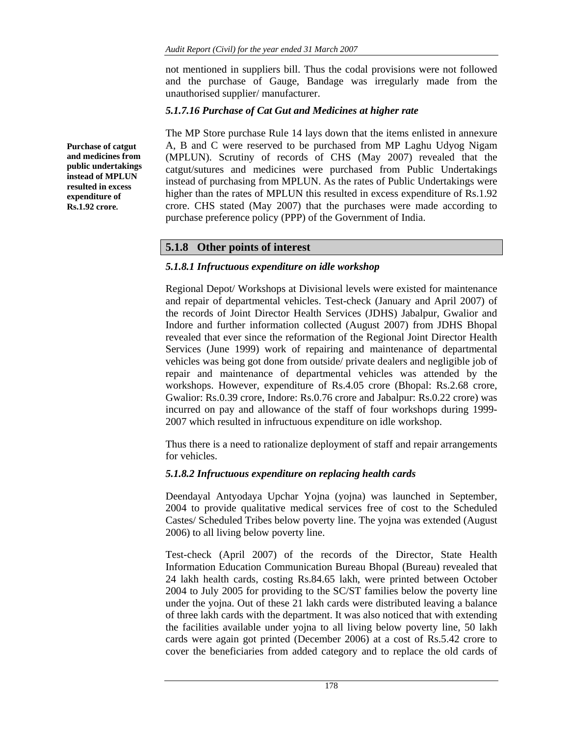not mentioned in suppliers bill. Thus the codal provisions were not followed and the purchase of Gauge, Bandage was irregularly made from the unauthorised supplier/ manufacturer.

### *5.1.7.16 Purchase of Cat Gut and Medicines at higher rate*

**Purchase of catgut and medicines from public undertakings instead of MPLUN resulted in excess expenditure of Rs.1.92 crore.**

The MP Store purchase Rule 14 lays down that the items enlisted in annexure A, B and C were reserved to be purchased from MP Laghu Udyog Nigam (MPLUN). Scrutiny of records of CHS (May 2007) revealed that the catgut/sutures and medicines were purchased from Public Undertakings instead of purchasing from MPLUN. As the rates of Public Undertakings were higher than the rates of MPLUN this resulted in excess expenditure of Rs.1.92 crore. CHS stated (May 2007) that the purchases were made according to purchase preference policy (PPP) of the Government of India.

## 5.1.8 Other points of interest

### *5.1.8.1 Infructuous expenditure on idle workshop*

Regional Depot/ Workshops at Divisional levels were existed for maintenance and repair of departmental vehicles. Test-check (January and April 2007) of the records of Joint Director Health Services (JDHS) Jabalpur, Gwalior and Indore and further information collected (August 2007) from JDHS Bhopal revealed that ever since the reformation of the Regional Joint Director Health Services (June 1999) work of repairing and maintenance of departmental vehicles was being got done from outside/ private dealers and negligible job of repair and maintenance of departmental vehicles was attended by the workshops. However, expenditure of Rs.4.05 crore (Bhopal: Rs.2.68 crore, Gwalior: Rs.0.39 crore, Indore: Rs.0.76 crore and Jabalpur: Rs.0.22 crore) was incurred on pay and allowance of the staff of four workshops during 1999-2007 which resulted in infructuous expenditure on idle workshop.

Thus there is a need to rationalize deployment of staff and repair arrangements for vehicles.

### *5.1.8.2 Infructuous expenditure on replacing health cards*

Deendayal Antyodaya Upchar Yojna (yojna) was launched in September, 2004 to provide qualitative medical services free of cost to the Scheduled Castes/ Scheduled Tribes below poverty line. The yojna was extended (August 2006) to all living below poverty line.

Test-check (April 2007) of the records of the Director, State Health Information Education Communication Bureau Bhopal (Bureau) revealed that 24 lakh health cards, costing Rs.84.65 lakh, were printed between October 2004 to July 2005 for providing to the SC/ST families below the poverty line under the yojna. Out of these 21 lakh cards were distributed leaving a balance of three lakh cards with the department. It was also noticed that with extending the facilities available under yojna to all living below poverty line, 50 lakh cards were again got printed (December 2006) at a cost of Rs.5.42 crore to cover the beneficiaries from added category and to replace the old cards of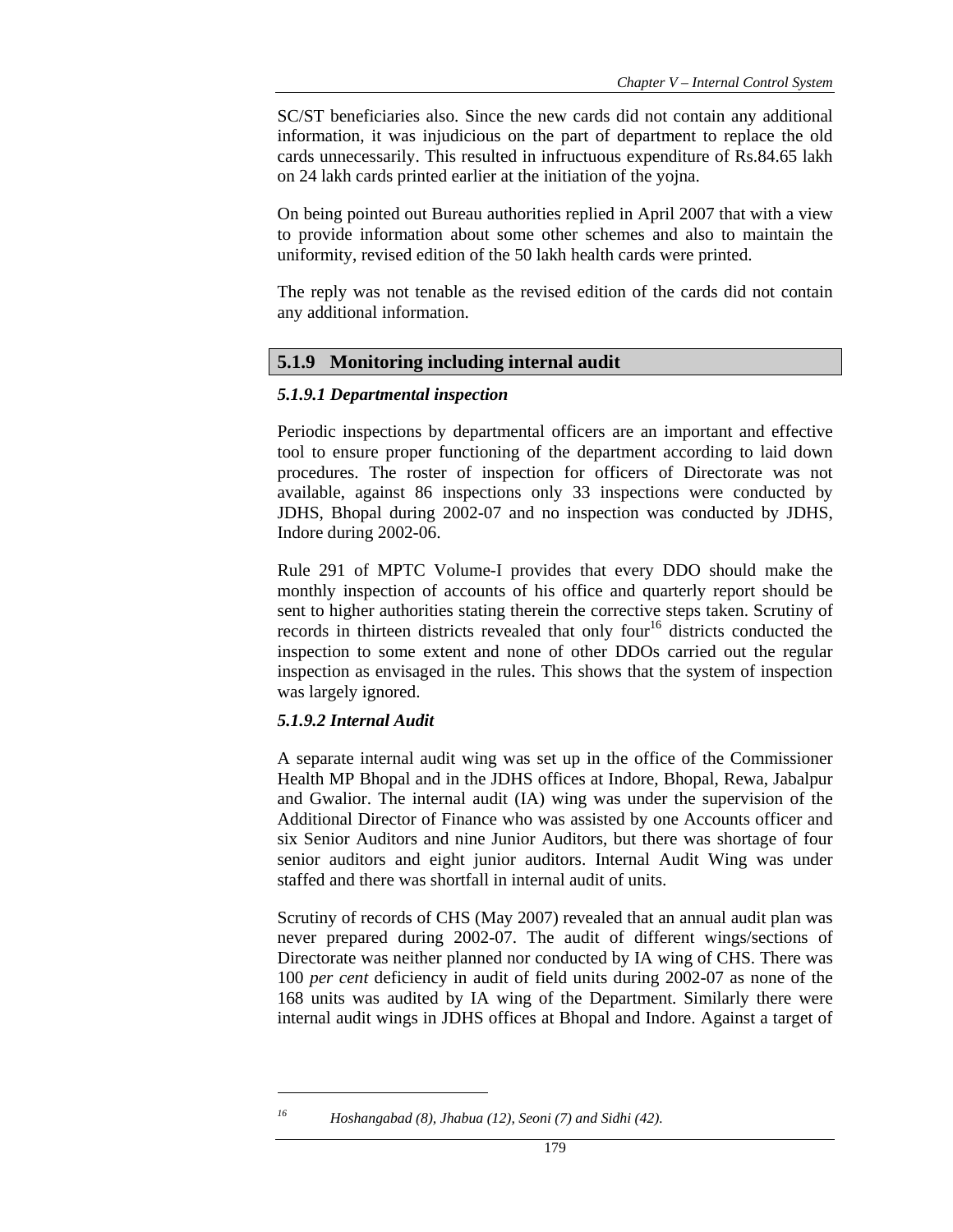SC/ST beneficiaries also. Since the new cards did not contain any additional information, it was injudicious on the part of department to replace the old cards unnecessarily. This resulted in infructuous expenditure of Rs.84.65 lakh on 24 lakh cards printed earlier at the initiation of the yojna.

On being pointed out Bureau authorities replied in April 2007 that with a view to provide information about some other schemes and also to maintain the uniformity, revised edition of the 50 lakh health cards were printed.

The reply was not tenable as the revised edition of the cards did not contain any additional information.

## 5.1.9 Monitoring including internal audit

### *5.1.9.1 Departmental inspection*

Periodic inspections by departmental officers are an important and effective tool to ensure proper functioning of the department according to laid down procedures. The roster of inspection for officers of Directorate was not available, against 86 inspections only 33 inspections were conducted by JDHS, Bhopal during 2002-07 and no inspection was conducted by JDHS, Indore during 2002-06.

Rule 291 of MPTC Volume-I provides that every DDO should make the monthly inspection of accounts of his office and quarterly report should be sent to higher authorities stating therein the corrective steps taken. Scrutiny of records in thirteen districts revealed that only four[16] districts conducted the inspection to some extent and none of other DDOs carried out the regular inspection as envisaged in the rules. This shows that the system of inspection was largely ignored.

### *5.1.9.2 Internal Audit*

A separate internal audit wing was set up in the office of the Commissioner Health MP Bhopal and in the JDHS offices at Indore, Bhopal, Rewa, Jabalpur and Gwalior. The internal audit (IA) wing was under the supervision of the Additional Director of Finance who was assisted by one Accounts officer and six Senior Auditors and nine Junior Auditors, but there was shortage of four senior auditors and eight junior auditors. Internal Audit Wing was under staffed and there was shortfall in internal audit of units.

Scrutiny of records of CHS (May 2007) revealed that an annual audit plan was never prepared during 2002-07. The audit of different wings/sections of Directorate was neither planned nor conducted by IA wing of CHS. There was 100 *per cent* deficiency in audit of field units during 2002-07 as none of the 168 units was audited by IA wing of the Department. Similarly there were internal audit wings in JDHS offices at Bhopal and Indore. Against a target of

---

[16] *Hoshangabad (8), Jhabua (12), Seoni (7) and Sidhi (42).*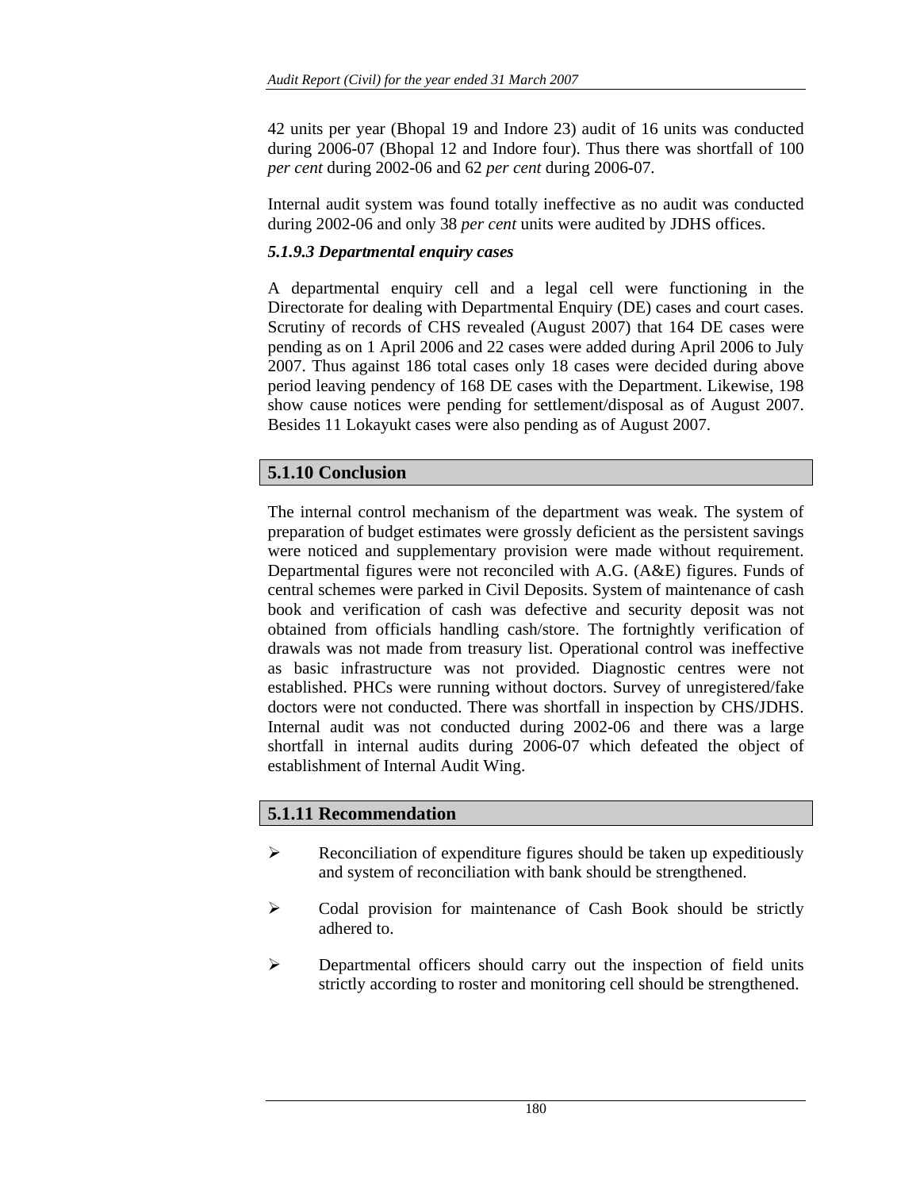42 units per year (Bhopal 19 and Indore 23) audit of 16 units was conducted during 2006-07 (Bhopal 12 and Indore four). Thus there was shortfall of 100 *per cent* during 2002-06 and 62 *per cent* during 2006-07.

Internal audit system was found totally ineffective as no audit was conducted during 2002-06 and only 38 *per cent* units were audited by JDHS offices.

#### *5.1.9.3 Departmental enquiry cases*

A departmental enquiry cell and a legal cell were functioning in the Directorate for dealing with Departmental Enquiry (DE) cases and court cases. Scrutiny of records of CHS revealed (August 2007) that 164 DE cases were pending as on 1 April 2006 and 22 cases were added during April 2006 to July 2007. Thus against 186 total cases only 18 cases were decided during above period leaving pendency of 168 DE cases with the Department. Likewise, 198 show cause notices were pending for settlement/disposal as of August 2007. Besides 11 Lokayukt cases were also pending as of August 2007.

### 5.1.10 Conclusion

The internal control mechanism of the department was weak. The system of preparation of budget estimates were grossly deficient as the persistent savings were noticed and supplementary provision were made without requirement. Departmental figures were not reconciled with A.G. (A&E) figures. Funds of central schemes were parked in Civil Deposits. System of maintenance of cash book and verification of cash was defective and security deposit was not obtained from officials handling cash/store. The fortnightly verification of drawals was not made from treasury list. Operational control was ineffective as basic infrastructure was not provided. Diagnostic centres were not established. PHCs were running without doctors. Survey of unregistered/fake doctors were not conducted. There was shortfall in inspection by CHS/JDHS. Internal audit was not conducted during 2002-06 and there was a large shortfall in internal audits during 2006-07 which defeated the object of establishment of Internal Audit Wing.

### 5.1.11 Recommendation

- Reconciliation of expenditure figures should be taken up expeditiously and system of reconciliation with bank should be strengthened.
- Codal provision for maintenance of Cash Book should be strictly adhered to.
- Departmental officers should carry out the inspection of field units strictly according to roster and monitoring cell should be strengthened.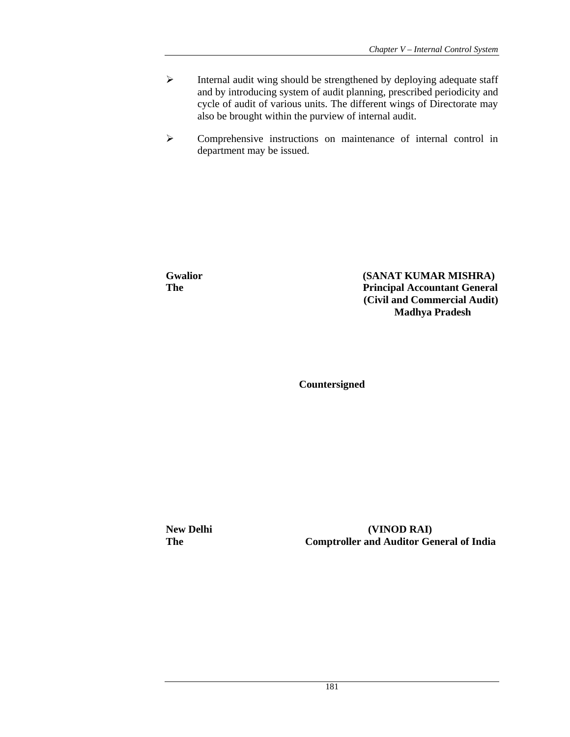- Internal audit wing should be strengthened by deploying adequate staff and by introducing system of audit planning, prescribed periodicity and cycle of audit of various units. The different wings of Directorate may also be brought within the purview of internal audit.

- Comprehensive instructions on maintenance of internal control in department may be issued.

**Gwalior**
**The**

**(SANAT KUMAR MISHRA)**
**Principal Accountant General**
**(Civil and Commercial Audit)**
**Madhya Pradesh**

**Countersigned**

**New Delhi**
**The**

**(VINOD RAI)**
**Comptroller and Auditor General of India**